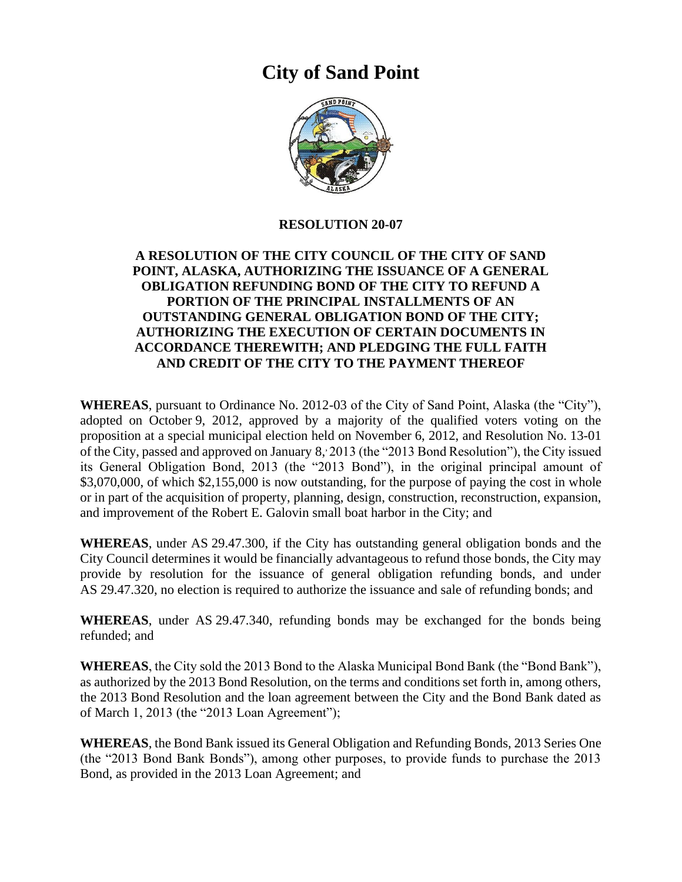# City of Sand Point

**RESOLUTION 20-07**

**A RESOLUTION OF THE CITY COUNCIL OF THE CITY OF SAND POINT, ALASKA, AUTHORIZING THE ISSUANCE OF A GENERAL OBLIGATION REFUNDING BOND OF THE CITY TO REFUND A PORTION OF THE PRINCIPAL INSTALLMENTS OF AN OUTSTANDING GENERAL OBLIGATION BOND OF THE CITY; AUTHORIZING THE EXECUTION OF CERTAIN DOCUMENTS IN ACCORDANCE THEREWITH; AND PLEDGING THE FULL FAITH AND CREDIT OF THE CITY TO THE PAYMENT THEREOF**

**WHEREAS**, pursuant to Ordinance No. 2012-03 of the City of Sand Point, Alaska (the "City"), adopted on October 9, 2012, approved by a majority of the qualified voters voting on the proposition at a special municipal election held on November 6, 2012, and Resolution No. 13-01 of the City, passed and approved on January 8, 2013 (the "2013 Bond Resolution"), the City issued its General Obligation Bond, 2013 (the "2013 Bond"), in the original principal amount of $3,070,000, of which $2,155,000 is now outstanding, for the purpose of paying the cost in whole or in part of the acquisition of property, planning, design, construction, reconstruction, expansion, and improvement of the Robert E. Galovin small boat harbor in the City; and

**WHEREAS**, under AS 29.47.300, if the City has outstanding general obligation bonds and the City Council determines it would be financially advantageous to refund those bonds, the City may provide by resolution for the issuance of general obligation refunding bonds, and under AS 29.47.320, no election is required to authorize the issuance and sale of refunding bonds; and

**WHEREAS**, under AS 29.47.340, refunding bonds may be exchanged for the bonds being refunded; and

**WHEREAS**, the City sold the 2013 Bond to the Alaska Municipal Bond Bank (the "Bond Bank"), as authorized by the 2013 Bond Resolution, on the terms and conditions set forth in, among others, the 2013 Bond Resolution and the loan agreement between the City and the Bond Bank dated as of March 1, 2013 (the "2013 Loan Agreement");

**WHEREAS**, the Bond Bank issued its General Obligation and Refunding Bonds, 2013 Series One (the "2013 Bond Bank Bonds"), among other purposes, to provide funds to purchase the 2013 Bond, as provided in the 2013 Loan Agreement; and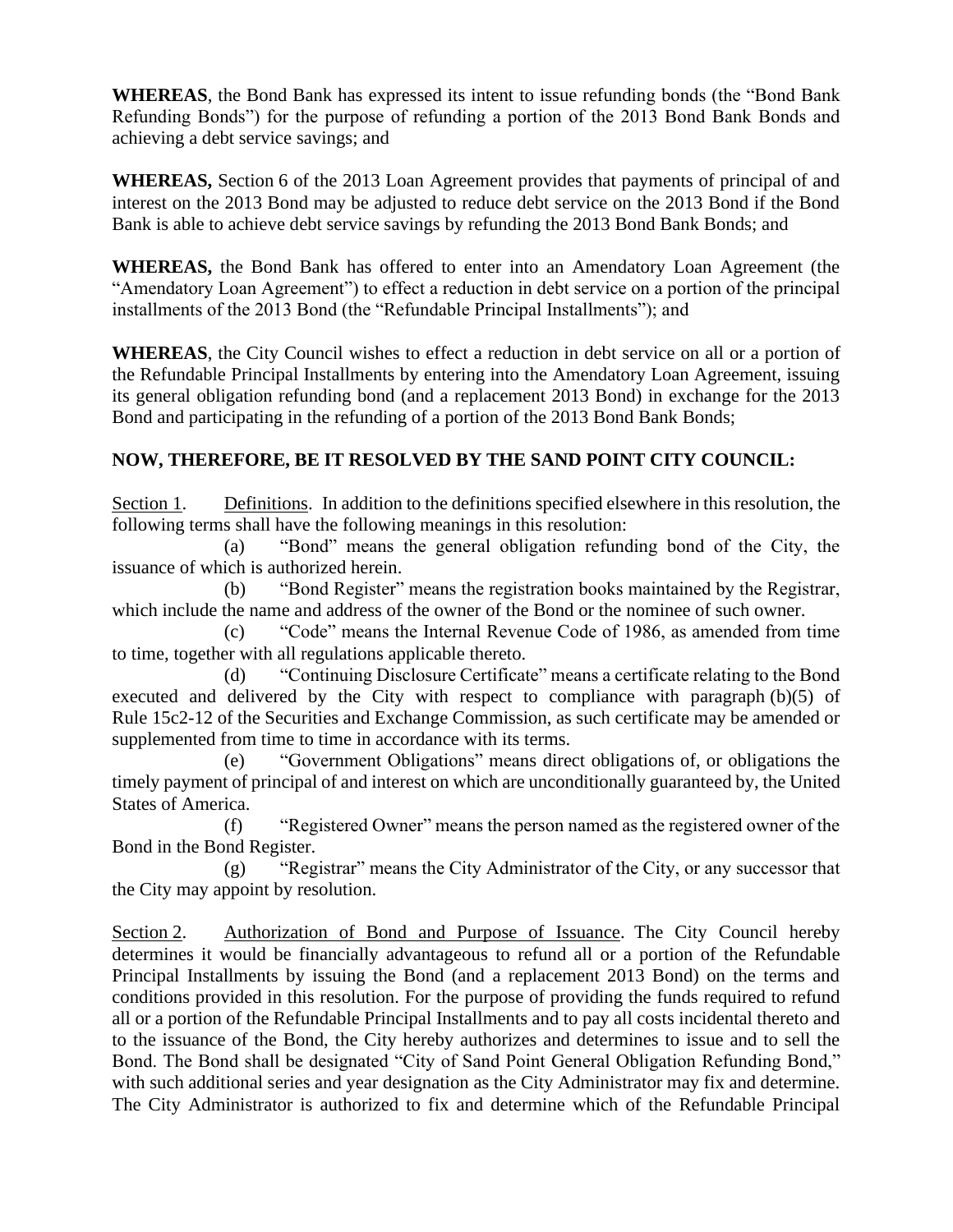**WHEREAS**, the Bond Bank has expressed its intent to issue refunding bonds (the "Bond Bank Refunding Bonds") for the purpose of refunding a portion of the 2013 Bond Bank Bonds and achieving a debt service savings; and

**WHEREAS,** Section 6 of the 2013 Loan Agreement provides that payments of principal of and interest on the 2013 Bond may be adjusted to reduce debt service on the 2013 Bond if the Bond Bank is able to achieve debt service savings by refunding the 2013 Bond Bank Bonds; and

**WHEREAS,** the Bond Bank has offered to enter into an Amendatory Loan Agreement (the "Amendatory Loan Agreement") to effect a reduction in debt service on a portion of the principal installments of the 2013 Bond (the "Refundable Principal Installments"); and

**WHEREAS**, the City Council wishes to effect a reduction in debt service on all or a portion of the Refundable Principal Installments by entering into the Amendatory Loan Agreement, issuing its general obligation refunding bond (and a replacement 2013 Bond) in exchange for the 2013 Bond and participating in the refunding of a portion of the 2013 Bond Bank Bonds;

**NOW, THEREFORE, BE IT RESOLVED BY THE SAND POINT CITY COUNCIL:**

Section 1. Definitions. In addition to the definitions specified elsewhere in this resolution, the following terms shall have the following meanings in this resolution:

(a) "Bond" means the general obligation refunding bond of the City, the issuance of which is authorized herein.

(b) "Bond Register" means the registration books maintained by the Registrar, which include the name and address of the owner of the Bond or the nominee of such owner.

(c) "Code" means the Internal Revenue Code of 1986, as amended from time to time, together with all regulations applicable thereto.

(d) "Continuing Disclosure Certificate" means a certificate relating to the Bond executed and delivered by the City with respect to compliance with paragraph (b)(5) of Rule 15c2-12 of the Securities and Exchange Commission, as such certificate may be amended or supplemented from time to time in accordance with its terms.

(e) "Government Obligations" means direct obligations of, or obligations the timely payment of principal of and interest on which are unconditionally guaranteed by, the United States of America.

(f) "Registered Owner" means the person named as the registered owner of the Bond in the Bond Register.

(g) "Registrar" means the City Administrator of the City, or any successor that the City may appoint by resolution.

Section 2. Authorization of Bond and Purpose of Issuance. The City Council hereby determines it would be financially advantageous to refund all or a portion of the Refundable Principal Installments by issuing the Bond (and a replacement 2013 Bond) on the terms and conditions provided in this resolution. For the purpose of providing the funds required to refund all or a portion of the Refundable Principal Installments and to pay all costs incidental thereto and to the issuance of the Bond, the City hereby authorizes and determines to issue and to sell the Bond. The Bond shall be designated "City of Sand Point General Obligation Refunding Bond," with such additional series and year designation as the City Administrator may fix and determine. The City Administrator is authorized to fix and determine which of the Refundable Principal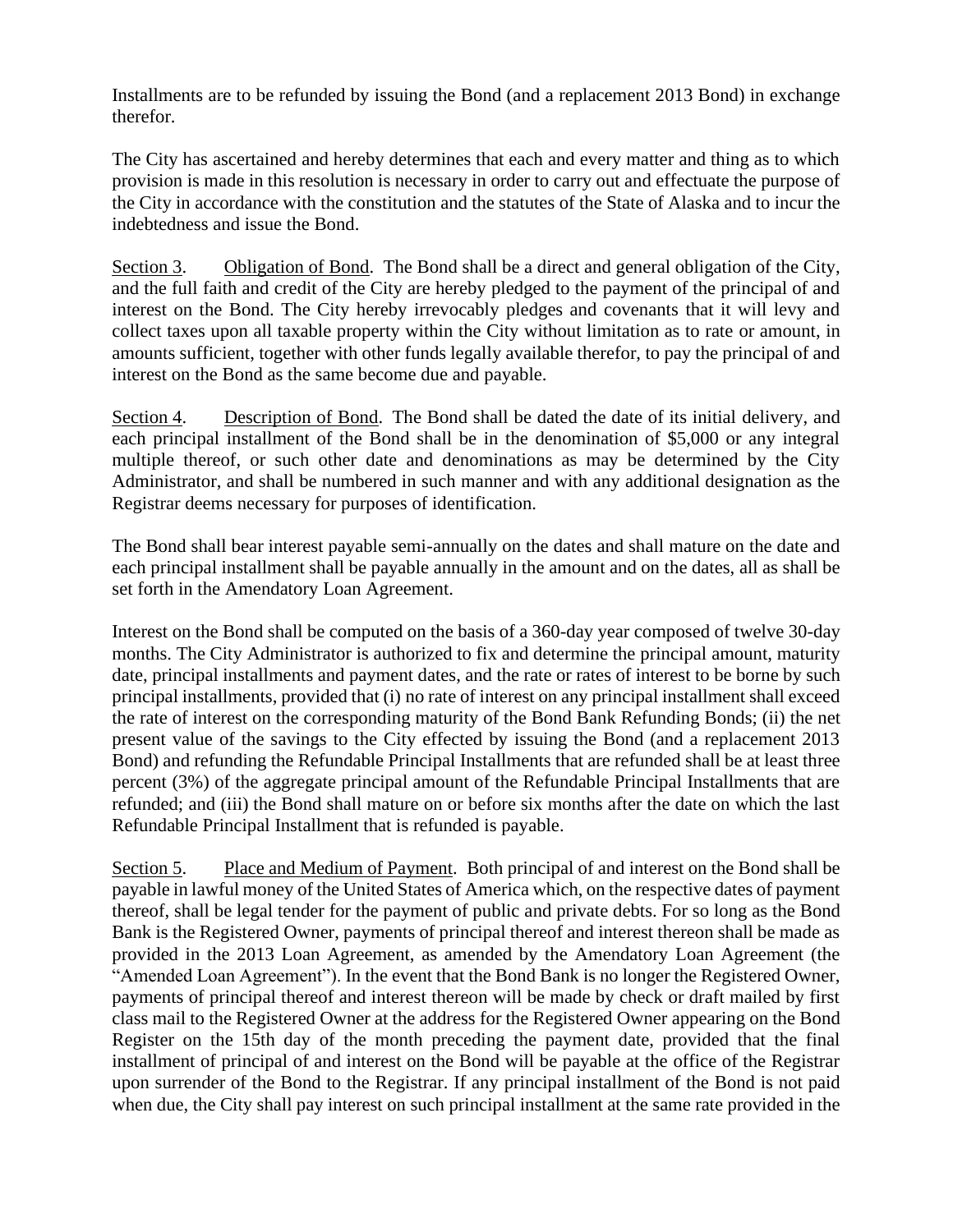Installments are to be refunded by issuing the Bond (and a replacement 2013 Bond) in exchange therefor.

The City has ascertained and hereby determines that each and every matter and thing as to which provision is made in this resolution is necessary in order to carry out and effectuate the purpose of the City in accordance with the constitution and the statutes of the State of Alaska and to incur the indebtedness and issue the Bond.

Section 3. Obligation of Bond. The Bond shall be a direct and general obligation of the City, and the full faith and credit of the City are hereby pledged to the payment of the principal of and interest on the Bond. The City hereby irrevocably pledges and covenants that it will levy and collect taxes upon all taxable property within the City without limitation as to rate or amount, in amounts sufficient, together with other funds legally available therefor, to pay the principal of and interest on the Bond as the same become due and payable.

Section 4. Description of Bond. The Bond shall be dated the date of its initial delivery, and each principal installment of the Bond shall be in the denomination of $5,000 or any integral multiple thereof, or such other date and denominations as may be determined by the City Administrator, and shall be numbered in such manner and with any additional designation as the Registrar deems necessary for purposes of identification.

The Bond shall bear interest payable semi-annually on the dates and shall mature on the date and each principal installment shall be payable annually in the amount and on the dates, all as shall be set forth in the Amendatory Loan Agreement.

Interest on the Bond shall be computed on the basis of a 360-day year composed of twelve 30-day months. The City Administrator is authorized to fix and determine the principal amount, maturity date, principal installments and payment dates, and the rate or rates of interest to be borne by such principal installments, provided that (i) no rate of interest on any principal installment shall exceed the rate of interest on the corresponding maturity of the Bond Bank Refunding Bonds; (ii) the net present value of the savings to the City effected by issuing the Bond (and a replacement 2013 Bond) and refunding the Refundable Principal Installments that are refunded shall be at least three percent (3%) of the aggregate principal amount of the Refundable Principal Installments that are refunded; and (iii) the Bond shall mature on or before six months after the date on which the last Refundable Principal Installment that is refunded is payable.

Section 5. Place and Medium of Payment. Both principal of and interest on the Bond shall be payable in lawful money of the United States of America which, on the respective dates of payment thereof, shall be legal tender for the payment of public and private debts. For so long as the Bond Bank is the Registered Owner, payments of principal thereof and interest thereon shall be made as provided in the 2013 Loan Agreement, as amended by the Amendatory Loan Agreement (the "Amended Loan Agreement"). In the event that the Bond Bank is no longer the Registered Owner, payments of principal thereof and interest thereon will be made by check or draft mailed by first class mail to the Registered Owner at the address for the Registered Owner appearing on the Bond Register on the 15th day of the month preceding the payment date, provided that the final installment of principal of and interest on the Bond will be payable at the office of the Registrar upon surrender of the Bond to the Registrar. If any principal installment of the Bond is not paid when due, the City shall pay interest on such principal installment at the same rate provided in the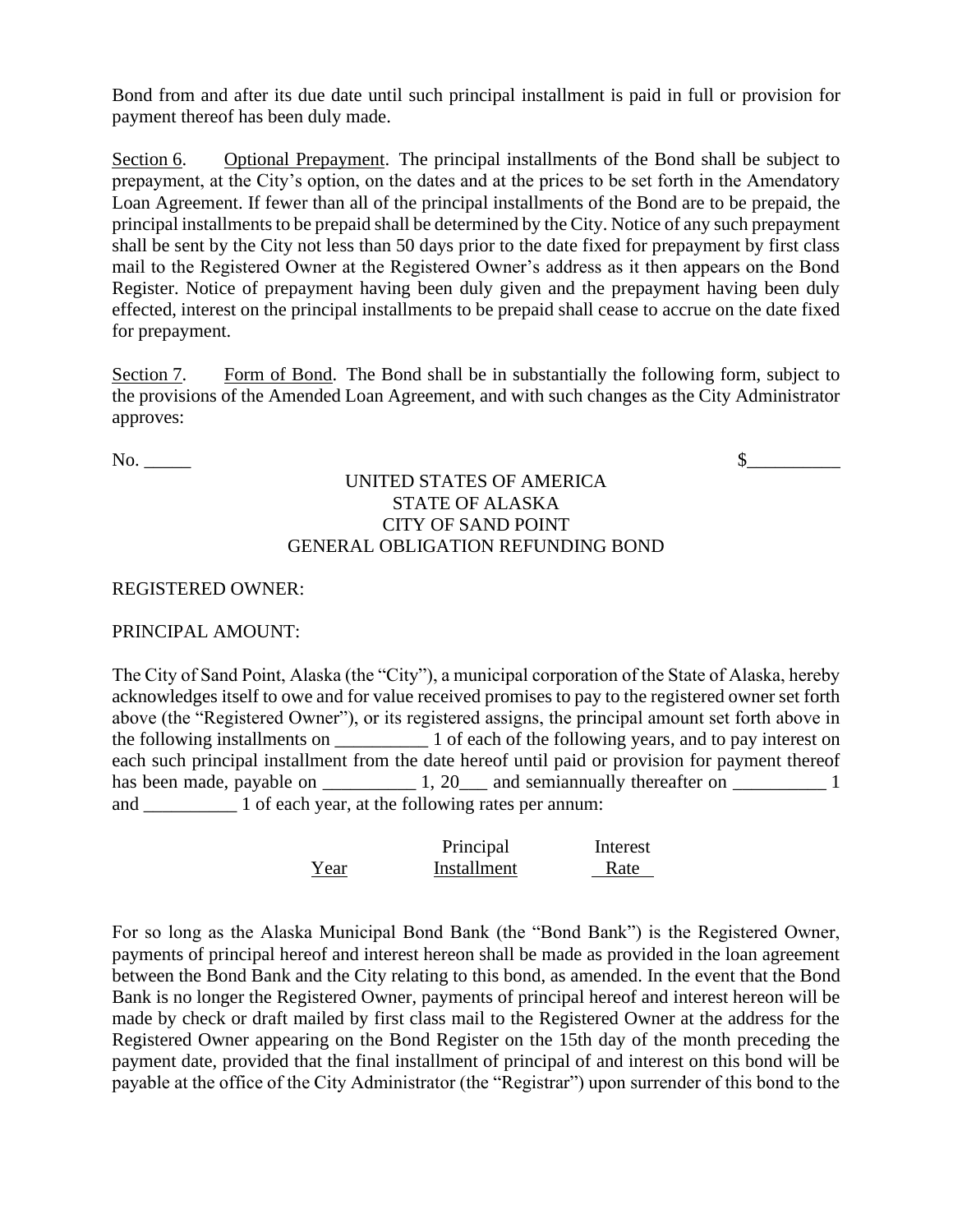Bond from and after its due date until such principal installment is paid in full or provision for payment thereof has been duly made.

Section 6. Optional Prepayment. The principal installments of the Bond shall be subject to prepayment, at the City's option, on the dates and at the prices to be set forth in the Amendatory Loan Agreement. If fewer than all of the principal installments of the Bond are to be prepaid, the principal installments to be prepaid shall be determined by the City. Notice of any such prepayment shall be sent by the City not less than 50 days prior to the date fixed for prepayment by first class mail to the Registered Owner at the Registered Owner's address as it then appears on the Bond Register. Notice of prepayment having been duly given and the prepayment having been duly effected, interest on the principal installments to be prepaid shall cease to accrue on the date fixed for prepayment.

Section 7. Form of Bond. The Bond shall be in substantially the following form, subject to the provisions of the Amended Loan Agreement, and with such changes as the City Administrator approves:

No. _____ $__________

UNITED STATES OF AMERICA
STATE OF ALASKA
CITY OF SAND POINT
GENERAL OBLIGATION REFUNDING BOND

REGISTERED OWNER:

PRINCIPAL AMOUNT:

The City of Sand Point, Alaska (the "City"), a municipal corporation of the State of Alaska, hereby acknowledges itself to owe and for value received promises to pay to the registered owner set forth above (the "Registered Owner"), or its registered assigns, the principal amount set forth above in the following installments on __________ 1 of each of the following years, and to pay interest on each such principal installment from the date hereof until paid or provision for payment thereof has been made, payable on __________ 1, 20___ and semiannually thereafter on __________ 1 and __________ 1 of each year, at the following rates per annum:

| Year | Principal Installment | Interest Rate |
|---|---|---|

For so long as the Alaska Municipal Bond Bank (the "Bond Bank") is the Registered Owner, payments of principal hereof and interest hereon shall be made as provided in the loan agreement between the Bond Bank and the City relating to this bond, as amended. In the event that the Bond Bank is no longer the Registered Owner, payments of principal hereof and interest hereon will be made by check or draft mailed by first class mail to the Registered Owner at the address for the Registered Owner appearing on the Bond Register on the 15th day of the month preceding the payment date, provided that the final installment of principal of and interest on this bond will be payable at the office of the City Administrator (the "Registrar") upon surrender of this bond to the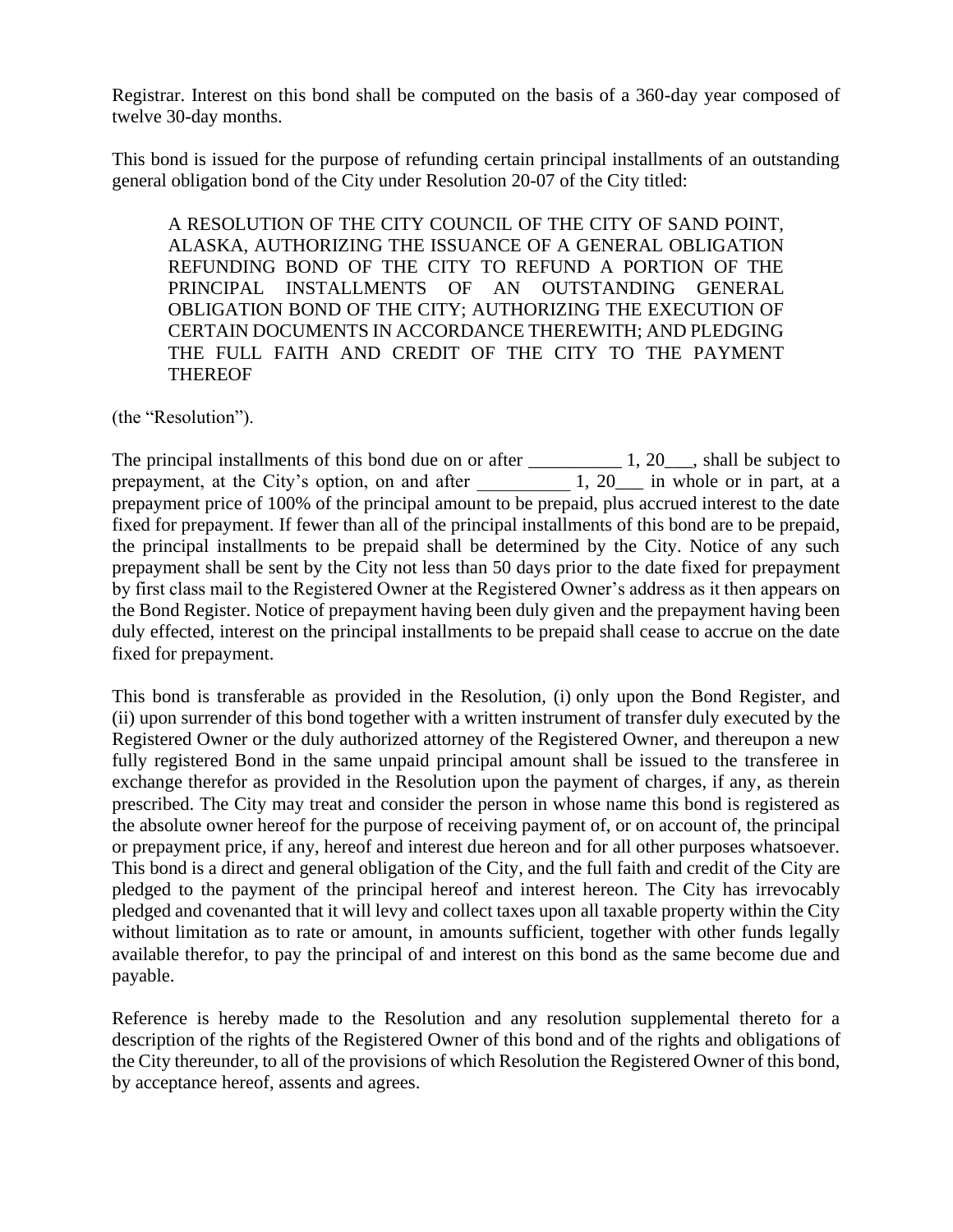Registrar. Interest on this bond shall be computed on the basis of a 360-day year composed of twelve 30-day months.

This bond is issued for the purpose of refunding certain principal installments of an outstanding general obligation bond of the City under Resolution 20-07 of the City titled:

> A RESOLUTION OF THE CITY COUNCIL OF THE CITY OF SAND POINT, ALASKA, AUTHORIZING THE ISSUANCE OF A GENERAL OBLIGATION REFUNDING BOND OF THE CITY TO REFUND A PORTION OF THE PRINCIPAL INSTALLMENTS OF AN OUTSTANDING GENERAL OBLIGATION BOND OF THE CITY; AUTHORIZING THE EXECUTION OF CERTAIN DOCUMENTS IN ACCORDANCE THEREWITH; AND PLEDGING THE FULL FAITH AND CREDIT OF THE CITY TO THE PAYMENT THEREOF

(the "Resolution").

The principal installments of this bond due on or after __________ 1, 20___, shall be subject to prepayment, at the City's option, on and after __________ 1, 20___ in whole or in part, at a prepayment price of 100% of the principal amount to be prepaid, plus accrued interest to the date fixed for prepayment. If fewer than all of the principal installments of this bond are to be prepaid, the principal installments to be prepaid shall be determined by the City. Notice of any such prepayment shall be sent by the City not less than 50 days prior to the date fixed for prepayment by first class mail to the Registered Owner at the Registered Owner's address as it then appears on the Bond Register. Notice of prepayment having been duly given and the prepayment having been duly effected, interest on the principal installments to be prepaid shall cease to accrue on the date fixed for prepayment.

This bond is transferable as provided in the Resolution, (i) only upon the Bond Register, and (ii) upon surrender of this bond together with a written instrument of transfer duly executed by the Registered Owner or the duly authorized attorney of the Registered Owner, and thereupon a new fully registered Bond in the same unpaid principal amount shall be issued to the transferee in exchange therefor as provided in the Resolution upon the payment of charges, if any, as therein prescribed. The City may treat and consider the person in whose name this bond is registered as the absolute owner hereof for the purpose of receiving payment of, or on account of, the principal or prepayment price, if any, hereof and interest due hereon and for all other purposes whatsoever. This bond is a direct and general obligation of the City, and the full faith and credit of the City are pledged to the payment of the principal hereof and interest hereon. The City has irrevocably pledged and covenanted that it will levy and collect taxes upon all taxable property within the City without limitation as to rate or amount, in amounts sufficient, together with other funds legally available therefor, to pay the principal of and interest on this bond as the same become due and payable.

Reference is hereby made to the Resolution and any resolution supplemental thereto for a description of the rights of the Registered Owner of this bond and of the rights and obligations of the City thereunder, to all of the provisions of which Resolution the Registered Owner of this bond, by acceptance hereof, assents and agrees.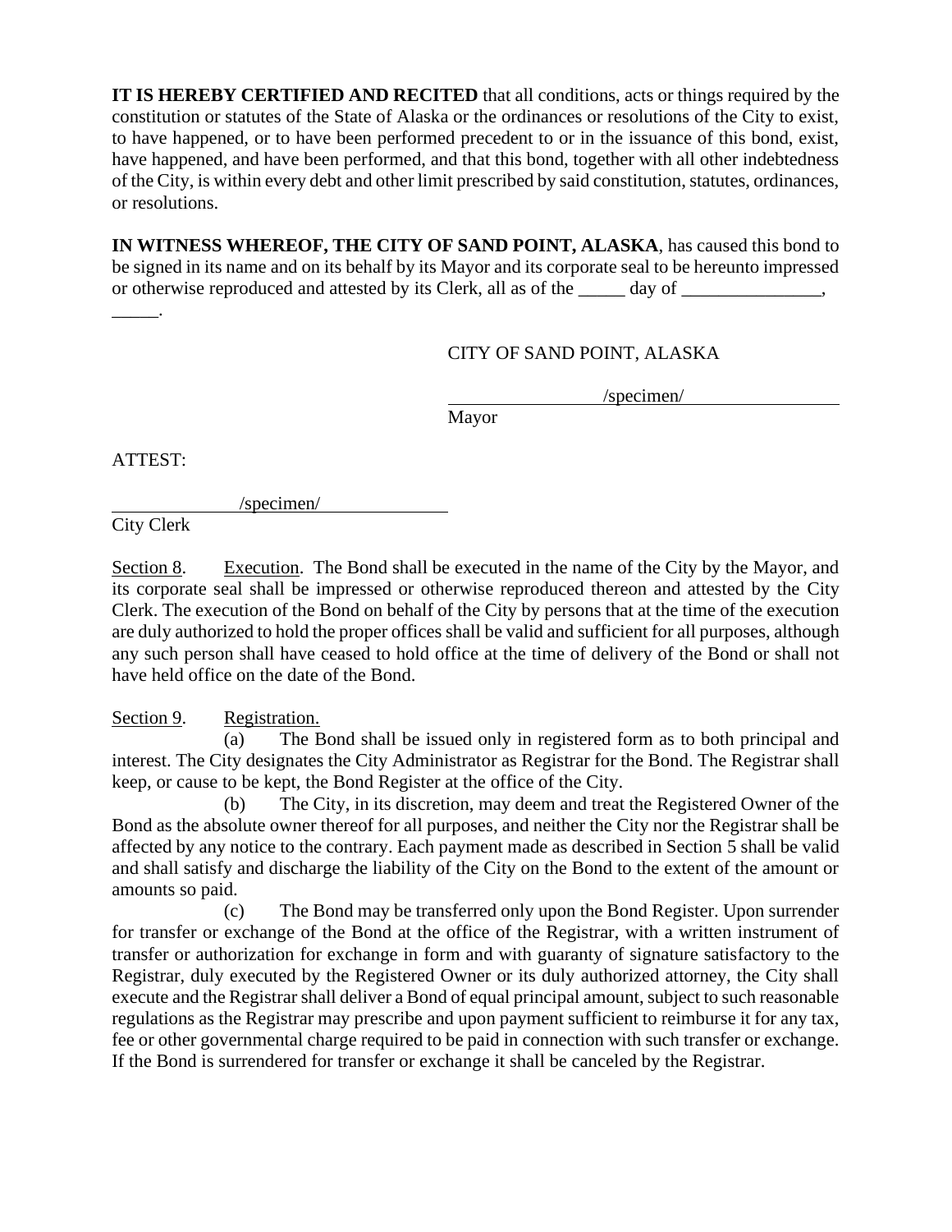**IT IS HEREBY CERTIFIED AND RECITED** that all conditions, acts or things required by the constitution or statutes of the State of Alaska or the ordinances or resolutions of the City to exist, to have happened, or to have been performed precedent to or in the issuance of this bond, exist, have happened, and have been performed, and that this bond, together with all other indebtedness of the City, is within every debt and other limit prescribed by said constitution, statutes, ordinances, or resolutions.

**IN WITNESS WHEREOF, THE CITY OF SAND POINT, ALASKA**, has caused this bond to be signed in its name and on its behalf by its Mayor and its corporate seal to be hereunto impressed or otherwise reproduced and attested by its Clerk, all as of the _____ day of _______________, _____.

CITY OF SAND POINT, ALASKA

/specimen/
Mayor

ATTEST:

/specimen/
City Clerk

Section 8. Execution. The Bond shall be executed in the name of the City by the Mayor, and its corporate seal shall be impressed or otherwise reproduced thereon and attested by the City Clerk. The execution of the Bond on behalf of the City by persons that at the time of the execution are duly authorized to hold the proper offices shall be valid and sufficient for all purposes, although any such person shall have ceased to hold office at the time of delivery of the Bond or shall not have held office on the date of the Bond.

Section 9. Registration.

(a) The Bond shall be issued only in registered form as to both principal and interest. The City designates the City Administrator as Registrar for the Bond. The Registrar shall keep, or cause to be kept, the Bond Register at the office of the City.

(b) The City, in its discretion, may deem and treat the Registered Owner of the Bond as the absolute owner thereof for all purposes, and neither the City nor the Registrar shall be affected by any notice to the contrary. Each payment made as described in Section 5 shall be valid and shall satisfy and discharge the liability of the City on the Bond to the extent of the amount or amounts so paid.

(c) The Bond may be transferred only upon the Bond Register. Upon surrender for transfer or exchange of the Bond at the office of the Registrar, with a written instrument of transfer or authorization for exchange in form and with guaranty of signature satisfactory to the Registrar, duly executed by the Registered Owner or its duly authorized attorney, the City shall execute and the Registrar shall deliver a Bond of equal principal amount, subject to such reasonable regulations as the Registrar may prescribe and upon payment sufficient to reimburse it for any tax, fee or other governmental charge required to be paid in connection with such transfer or exchange. If the Bond is surrendered for transfer or exchange it shall be canceled by the Registrar.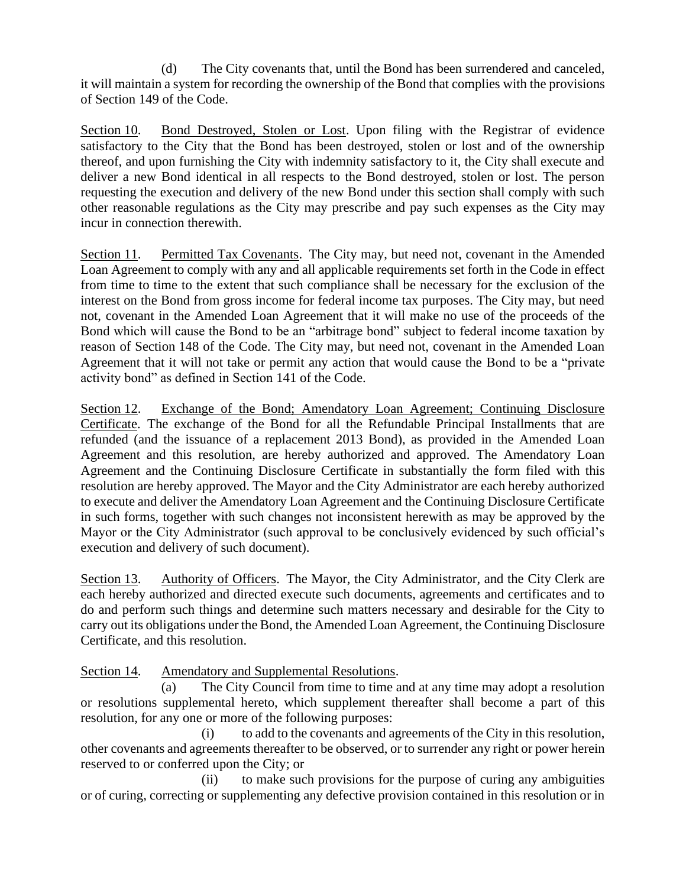(d) The City covenants that, until the Bond has been surrendered and canceled, it will maintain a system for recording the ownership of the Bond that complies with the provisions of Section 149 of the Code.

Section 10. Bond Destroyed, Stolen or Lost. Upon filing with the Registrar of evidence satisfactory to the City that the Bond has been destroyed, stolen or lost and of the ownership thereof, and upon furnishing the City with indemnity satisfactory to it, the City shall execute and deliver a new Bond identical in all respects to the Bond destroyed, stolen or lost. The person requesting the execution and delivery of the new Bond under this section shall comply with such other reasonable regulations as the City may prescribe and pay such expenses as the City may incur in connection therewith.

Section 11. Permitted Tax Covenants. The City may, but need not, covenant in the Amended Loan Agreement to comply with any and all applicable requirements set forth in the Code in effect from time to time to the extent that such compliance shall be necessary for the exclusion of the interest on the Bond from gross income for federal income tax purposes. The City may, but need not, covenant in the Amended Loan Agreement that it will make no use of the proceeds of the Bond which will cause the Bond to be an "arbitrage bond" subject to federal income taxation by reason of Section 148 of the Code. The City may, but need not, covenant in the Amended Loan Agreement that it will not take or permit any action that would cause the Bond to be a "private activity bond" as defined in Section 141 of the Code.

Section 12. Exchange of the Bond; Amendatory Loan Agreement; Continuing Disclosure Certificate. The exchange of the Bond for all the Refundable Principal Installments that are refunded (and the issuance of a replacement 2013 Bond), as provided in the Amended Loan Agreement and this resolution, are hereby authorized and approved. The Amendatory Loan Agreement and the Continuing Disclosure Certificate in substantially the form filed with this resolution are hereby approved. The Mayor and the City Administrator are each hereby authorized to execute and deliver the Amendatory Loan Agreement and the Continuing Disclosure Certificate in such forms, together with such changes not inconsistent herewith as may be approved by the Mayor or the City Administrator (such approval to be conclusively evidenced by such official's execution and delivery of such document).

Section 13. Authority of Officers. The Mayor, the City Administrator, and the City Clerk are each hereby authorized and directed execute such documents, agreements and certificates and to do and perform such things and determine such matters necessary and desirable for the City to carry out its obligations under the Bond, the Amended Loan Agreement, the Continuing Disclosure Certificate, and this resolution.

Section 14. Amendatory and Supplemental Resolutions.

(a) The City Council from time to time and at any time may adopt a resolution or resolutions supplemental hereto, which supplement thereafter shall become a part of this resolution, for any one or more of the following purposes:

(i) to add to the covenants and agreements of the City in this resolution, other covenants and agreements thereafter to be observed, or to surrender any right or power herein reserved to or conferred upon the City; or

(ii) to make such provisions for the purpose of curing any ambiguities or of curing, correcting or supplementing any defective provision contained in this resolution or in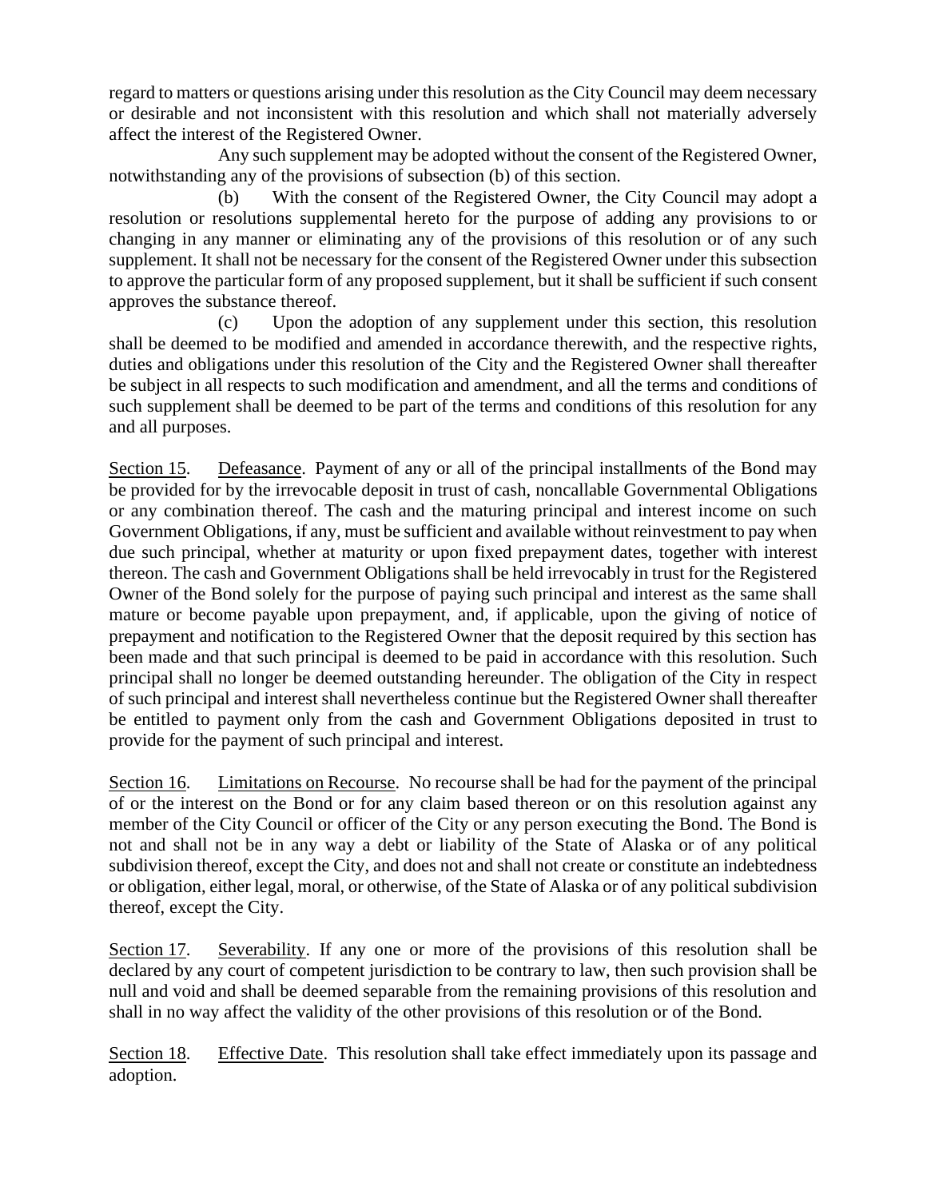regard to matters or questions arising under this resolution as the City Council may deem necessary or desirable and not inconsistent with this resolution and which shall not materially adversely affect the interest of the Registered Owner.

Any such supplement may be adopted without the consent of the Registered Owner, notwithstanding any of the provisions of subsection (b) of this section.

(b) With the consent of the Registered Owner, the City Council may adopt a resolution or resolutions supplemental hereto for the purpose of adding any provisions to or changing in any manner or eliminating any of the provisions of this resolution or of any such supplement. It shall not be necessary for the consent of the Registered Owner under this subsection to approve the particular form of any proposed supplement, but it shall be sufficient if such consent approves the substance thereof.

(c) Upon the adoption of any supplement under this section, this resolution shall be deemed to be modified and amended in accordance therewith, and the respective rights, duties and obligations under this resolution of the City and the Registered Owner shall thereafter be subject in all respects to such modification and amendment, and all the terms and conditions of such supplement shall be deemed to be part of the terms and conditions of this resolution for any and all purposes.

Section 15. Defeasance. Payment of any or all of the principal installments of the Bond may be provided for by the irrevocable deposit in trust of cash, noncallable Governmental Obligations or any combination thereof. The cash and the maturing principal and interest income on such Government Obligations, if any, must be sufficient and available without reinvestment to pay when due such principal, whether at maturity or upon fixed prepayment dates, together with interest thereon. The cash and Government Obligations shall be held irrevocably in trust for the Registered Owner of the Bond solely for the purpose of paying such principal and interest as the same shall mature or become payable upon prepayment, and, if applicable, upon the giving of notice of prepayment and notification to the Registered Owner that the deposit required by this section has been made and that such principal is deemed to be paid in accordance with this resolution. Such principal shall no longer be deemed outstanding hereunder. The obligation of the City in respect of such principal and interest shall nevertheless continue but the Registered Owner shall thereafter be entitled to payment only from the cash and Government Obligations deposited in trust to provide for the payment of such principal and interest.

Section 16. Limitations on Recourse. No recourse shall be had for the payment of the principal of or the interest on the Bond or for any claim based thereon or on this resolution against any member of the City Council or officer of the City or any person executing the Bond. The Bond is not and shall not be in any way a debt or liability of the State of Alaska or of any political subdivision thereof, except the City, and does not and shall not create or constitute an indebtedness or obligation, either legal, moral, or otherwise, of the State of Alaska or of any political subdivision thereof, except the City.

Section 17. Severability. If any one or more of the provisions of this resolution shall be declared by any court of competent jurisdiction to be contrary to law, then such provision shall be null and void and shall be deemed separable from the remaining provisions of this resolution and shall in no way affect the validity of the other provisions of this resolution or of the Bond.

Section 18. Effective Date. This resolution shall take effect immediately upon its passage and adoption.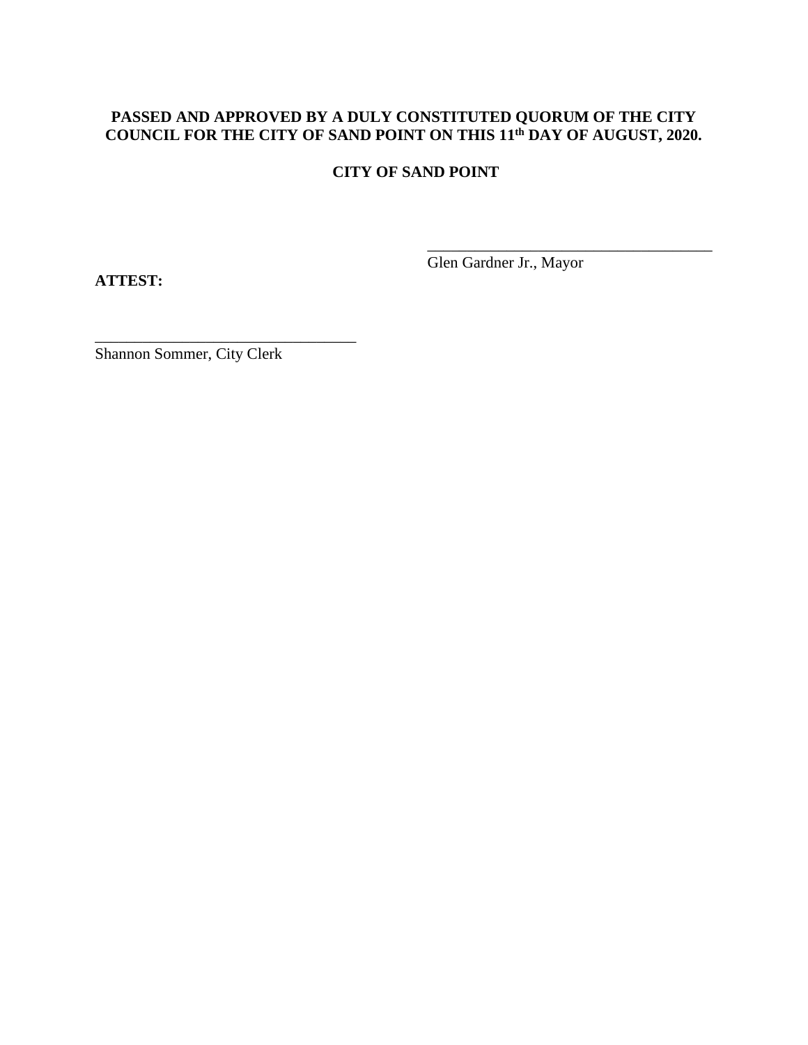**PASSED AND APPROVED BY A DULY CONSTITUTED QUORUM OF THE CITY COUNCIL FOR THE CITY OF SAND POINT ON THIS 11th DAY OF AUGUST, 2020.**

**CITY OF SAND POINT**

_____________________________________
Glen Gardner Jr., Mayor

**ATTEST:**

__________________________________
Shannon Sommer, City Clerk